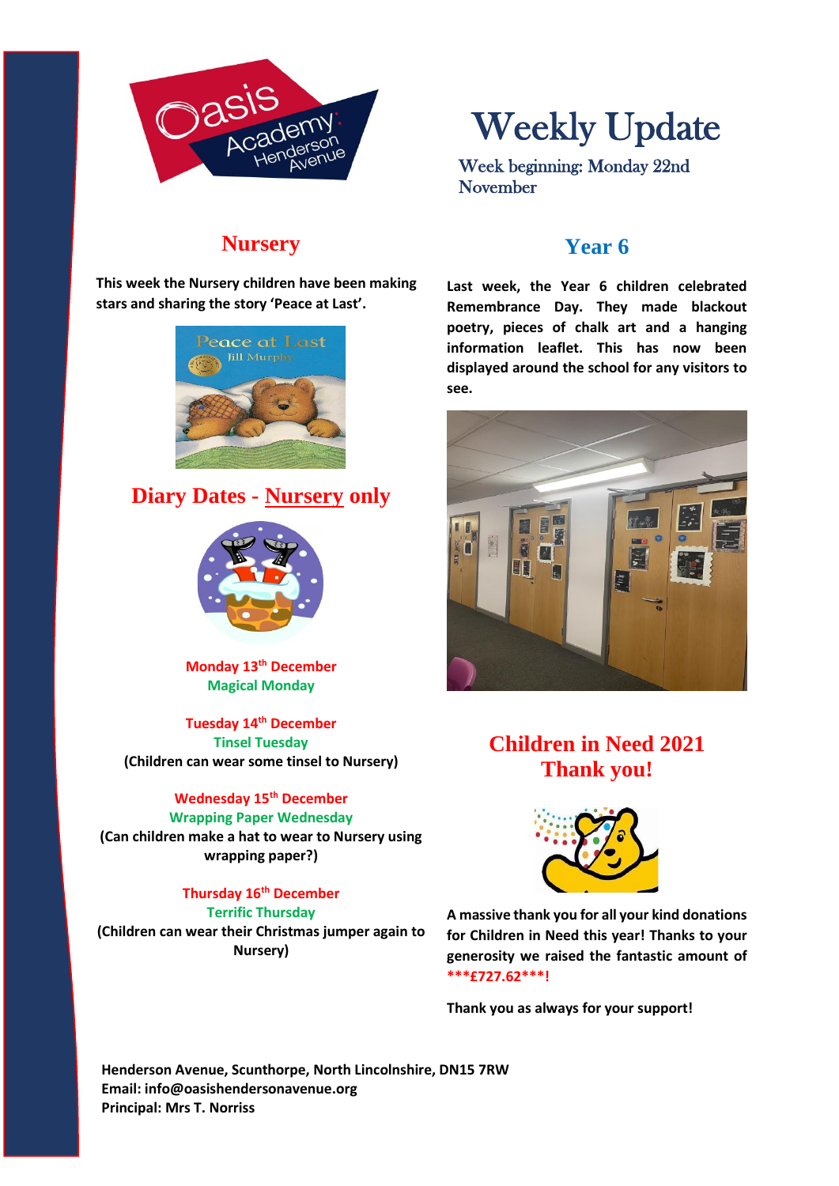# Weekly Update

Week beginning: Monday 22nd November

## Nursery

**This week the Nursery children have been making stars and sharing the story 'Peace at Last'.**

## Diary Dates - Nursery only

**Monday 13th December**
**Magical Monday**

**Tuesday 14th December**
**Tinsel Tuesday**
**(Children can wear some tinsel to Nursery)**

**Wednesday 15th December**
**Wrapping Paper Wednesday**
**(Can children make a hat to wear to Nursery using wrapping paper?)**

**Thursday 16th December**
**Terrific Thursday**
**(Children can wear their Christmas jumper again to Nursery)**

## Year 6

**Last week, the Year 6 children celebrated Remembrance Day. They made blackout poetry, pieces of chalk art and a hanging information leaflet. This has now been displayed around the school for any visitors to see.**

## Children in Need 2021 Thank you!

**A massive thank you for all your kind donations for Children in Need this year! Thanks to your generosity we raised the fantastic amount of ***£727.62***!**

**Thank you as always for your support!**

**Henderson Avenue, Scunthorpe, North Lincolnshire, DN15 7RW**
**Email: info@oasishendersonavenue.org**
**Principal: Mrs T. Norriss**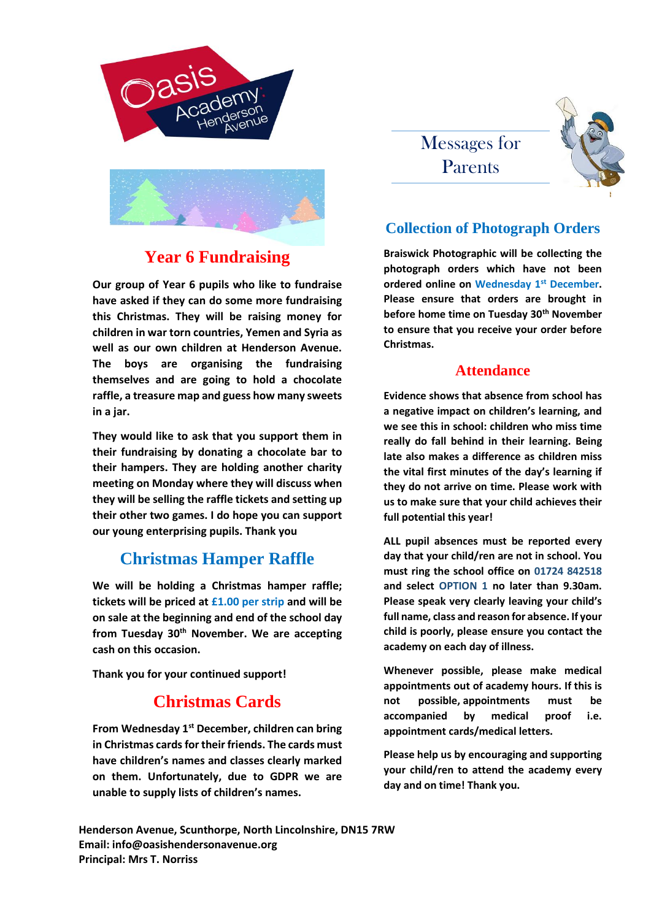Oasis Academy Henderson Avenue

## Year 6 Fundraising

Our group of Year 6 pupils who like to fundraise have asked if they can do some more fundraising this Christmas. They will be raising money for children in war torn countries, Yemen and Syria as well as our own children at Henderson Avenue. The boys are organising the fundraising themselves and are going to hold a chocolate raffle, a treasure map and guess how many sweets in a jar.

They would like to ask that you support them in their fundraising by donating a chocolate bar to their hampers. They are holding another charity meeting on Monday where they will discuss when they will be selling the raffle tickets and setting up their other two games. I do hope you can support our young enterprising pupils. Thank you

## Christmas Hamper Raffle

We will be holding a Christmas hamper raffle; tickets will be priced at £1.00 per strip and will be on sale at the beginning and end of the school day from Tuesday 30th November. We are accepting cash on this occasion.

Thank you for your continued support!

## Christmas Cards

From Wednesday 1st December, children can bring in Christmas cards for their friends. The cards must have children's names and classes clearly marked on them. Unfortunately, due to GDPR we are unable to supply lists of children's names.

# Messages for Parents

## Collection of Photograph Orders

Braiswick Photographic will be collecting the photograph orders which have not been ordered online on Wednesday 1st December. Please ensure that orders are brought in before home time on Tuesday 30th November to ensure that you receive your order before Christmas.

## Attendance

Evidence shows that absence from school has a negative impact on children's learning, and we see this in school: children who miss time really do fall behind in their learning. Being late also makes a difference as children miss the vital first minutes of the day's learning if they do not arrive on time. Please work with us to make sure that your child achieves their full potential this year!

ALL pupil absences must be reported every day that your child/ren are not in school. You must ring the school office on 01724 842518 and select OPTION 1 no later than 9.30am. Please speak very clearly leaving your child's full name, class and reason for absence. If your child is poorly, please ensure you contact the academy on each day of illness.

Whenever possible, please make medical appointments out of academy hours. If this is not possible, appointments must be accompanied by medical proof i.e. appointment cards/medical letters.

Please help us by encouraging and supporting your child/ren to attend the academy every day and on time! Thank you.

Henderson Avenue, Scunthorpe, North Lincolnshire, DN15 7RW
Email: info@oasishendersonavenue.org
Principal: Mrs T. Norriss